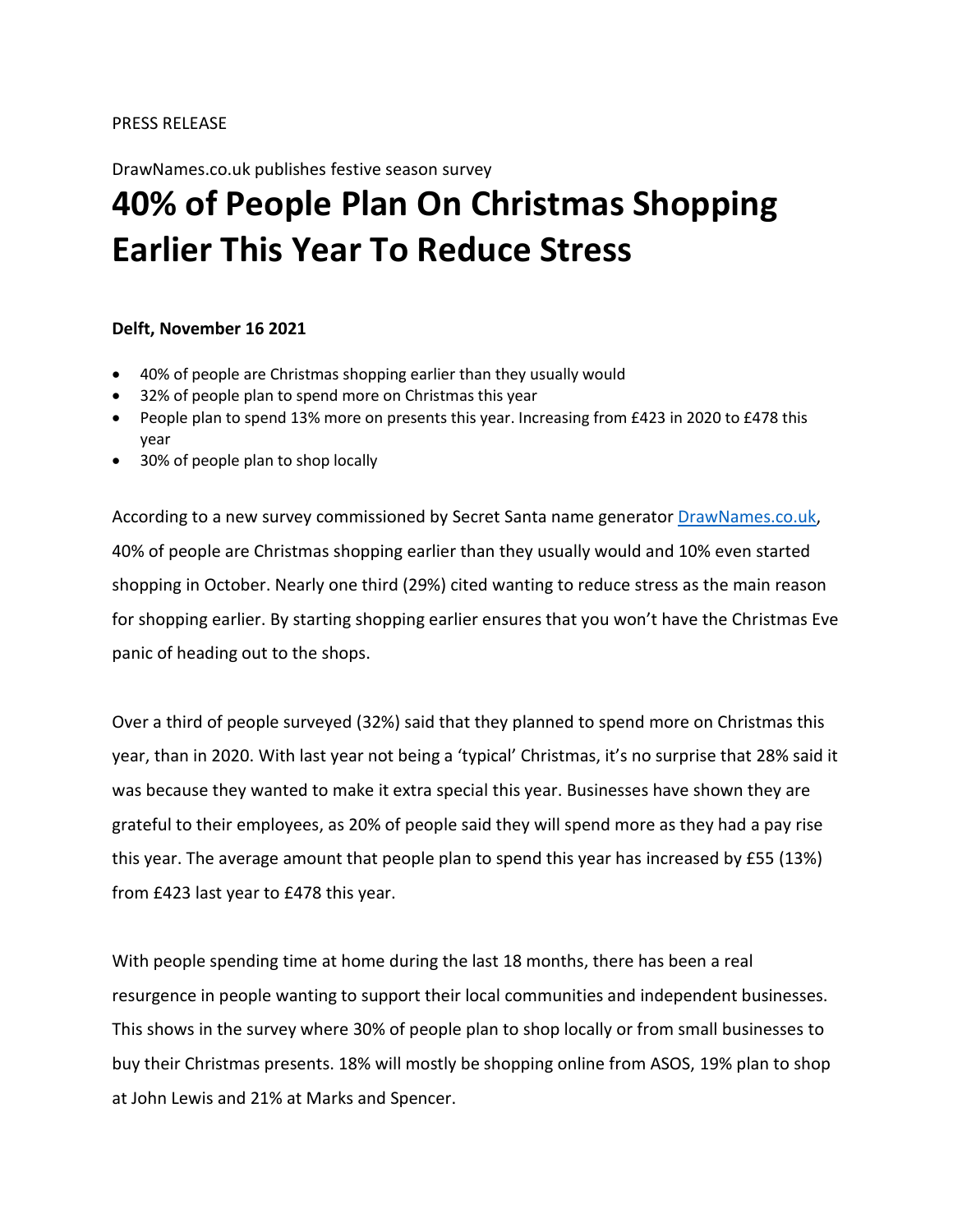PRESS RELEASE

DrawNames.co.uk publishes festive season survey

# 40% of People Plan On Christmas Shopping Earlier This Year To Reduce Stress

**Delft, November 16 2021**

- 40% of people are Christmas shopping earlier than they usually would
- 32% of people plan to spend more on Christmas this year
- People plan to spend 13% more on presents this year. Increasing from £423 in 2020 to £478 this year
- 30% of people plan to shop locally

According to a new survey commissioned by Secret Santa name generator [DrawNames.co.uk](DrawNames.co.uk), 40% of people are Christmas shopping earlier than they usually would and 10% even started shopping in October. Nearly one third (29%) cited wanting to reduce stress as the main reason for shopping earlier. By starting shopping earlier ensures that you won't have the Christmas Eve panic of heading out to the shops.

Over a third of people surveyed (32%) said that they planned to spend more on Christmas this year, than in 2020. With last year not being a 'typical' Christmas, it's no surprise that 28% said it was because they wanted to make it extra special this year. Businesses have shown they are grateful to their employees, as 20% of people said they will spend more as they had a pay rise this year. The average amount that people plan to spend this year has increased by £55 (13%) from £423 last year to £478 this year.

With people spending time at home during the last 18 months, there has been a real resurgence in people wanting to support their local communities and independent businesses. This shows in the survey where 30% of people plan to shop locally or from small businesses to buy their Christmas presents. 18% will mostly be shopping online from ASOS, 19% plan to shop at John Lewis and 21% at Marks and Spencer.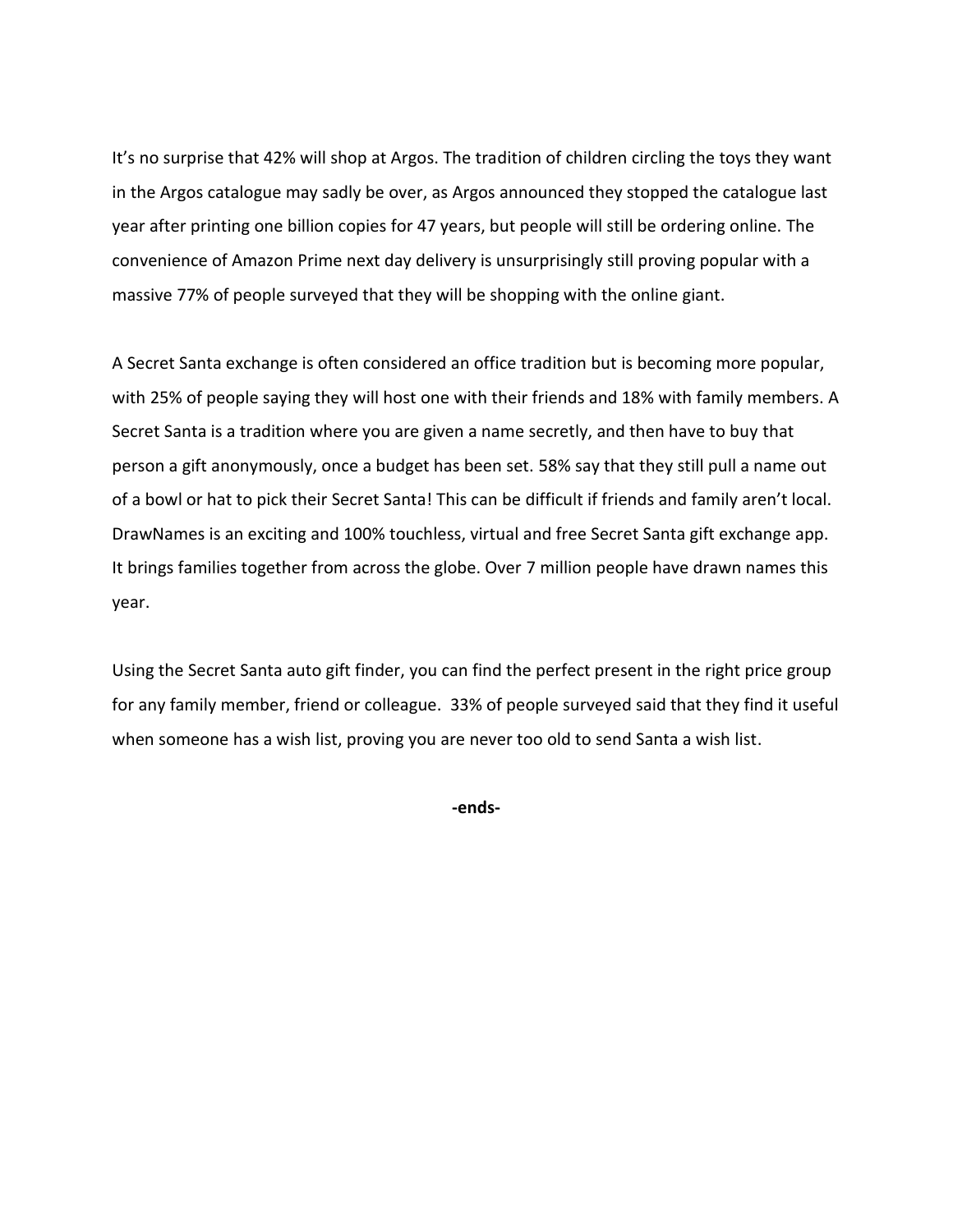It’s no surprise that 42% will shop at Argos. The tradition of children circling the toys they want in the Argos catalogue may sadly be over, as Argos announced they stopped the catalogue last year after printing one billion copies for 47 years, but people will still be ordering online. The convenience of Amazon Prime next day delivery is unsurprisingly still proving popular with a massive 77% of people surveyed that they will be shopping with the online giant.

A Secret Santa exchange is often considered an office tradition but is becoming more popular, with 25% of people saying they will host one with their friends and 18% with family members. A Secret Santa is a tradition where you are given a name secretly, and then have to buy that person a gift anonymously, once a budget has been set. 58% say that they still pull a name out of a bowl or hat to pick their Secret Santa! This can be difficult if friends and family aren’t local. DrawNames is an exciting and 100% touchless, virtual and free Secret Santa gift exchange app. It brings families together from across the globe. Over 7 million people have drawn names this year.

Using the Secret Santa auto gift finder, you can find the perfect present in the right price group for any family member, friend or colleague. 33% of people surveyed said that they find it useful when someone has a wish list, proving you are never too old to send Santa a wish list.

**-ends-**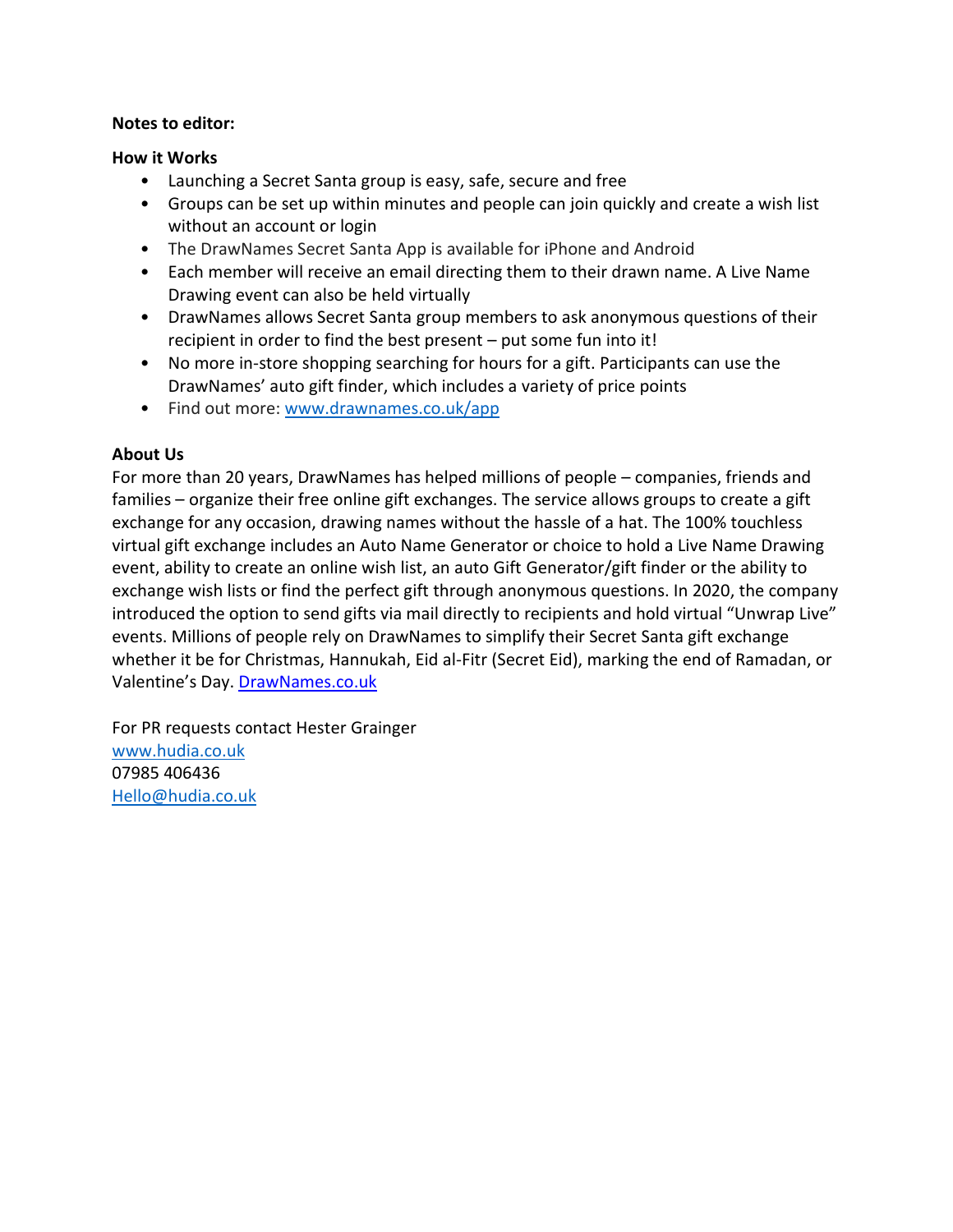**Notes to editor:**

**How it Works**

- Launching a Secret Santa group is easy, safe, secure and free
- Groups can be set up within minutes and people can join quickly and create a wish list without an account or login
- The DrawNames Secret Santa App is available for iPhone and Android
- Each member will receive an email directing them to their drawn name. A Live Name Drawing event can also be held virtually
- DrawNames allows Secret Santa group members to ask anonymous questions of their recipient in order to find the best present – put some fun into it!
- No more in-store shopping searching for hours for a gift. Participants can use the DrawNames' auto gift finder, which includes a variety of price points
- Find out more: [www.drawnames.co.uk/app](www.drawnames.co.uk/app)

**About Us**

For more than 20 years, DrawNames has helped millions of people – companies, friends and families – organize their free online gift exchanges. The service allows groups to create a gift exchange for any occasion, drawing names without the hassle of a hat. The 100% touchless virtual gift exchange includes an Auto Name Generator or choice to hold a Live Name Drawing event, ability to create an online wish list, an auto Gift Generator/gift finder or the ability to exchange wish lists or find the perfect gift through anonymous questions. In 2020, the company introduced the option to send gifts via mail directly to recipients and hold virtual "Unwrap Live" events. Millions of people rely on DrawNames to simplify their Secret Santa gift exchange whether it be for Christmas, Hannukah, Eid al-Fitr (Secret Eid), marking the end of Ramadan, or Valentine's Day. [DrawNames.co.uk](DrawNames.co.uk)

For PR requests contact Hester Grainger
[www.hudia.co.uk](www.hudia.co.uk)
07985 406436
[Hello@hudia.co.uk](mailto:Hello@hudia.co.uk)